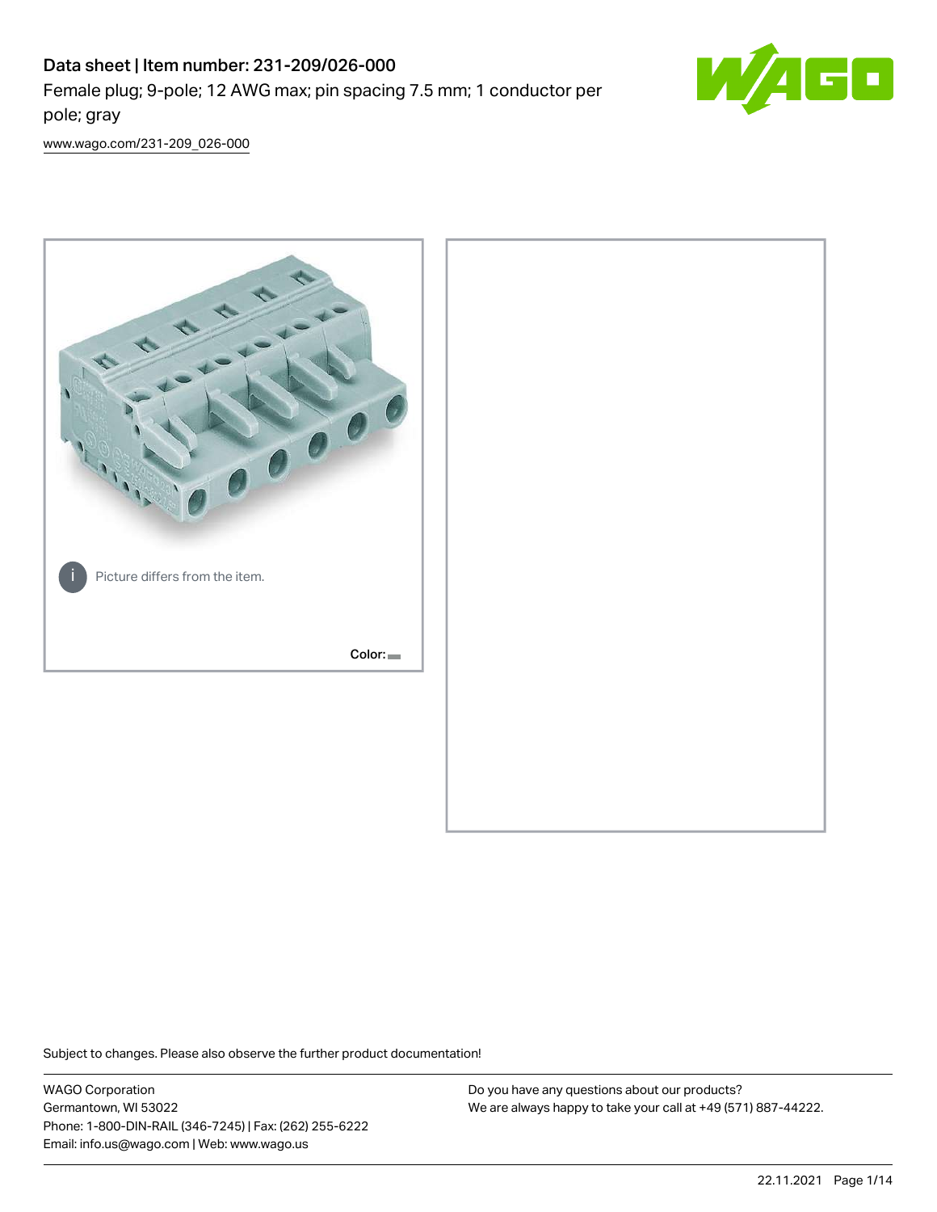# Data sheet | Item number: 231-209/026-000

Female plug; 9-pole; 12 AWG max; pin spacing 7.5 mm; 1 conductor per pole; gray

[www.wago.com/231-209_026-000](www.wago.com/231-209_026-000)

Picture differs from the item.

Color:

Subject to changes. Please also observe the further product documentation!

WAGO Corporation
Germantown, WI 53022
Phone: 1-800-DIN-RAIL (346-7245) | Fax: (262) 255-6222
Email: info.us@wago.com | Web: www.wago.us

Do you have any questions about our products?
We are always happy to take your call at +49 (571) 887-44222.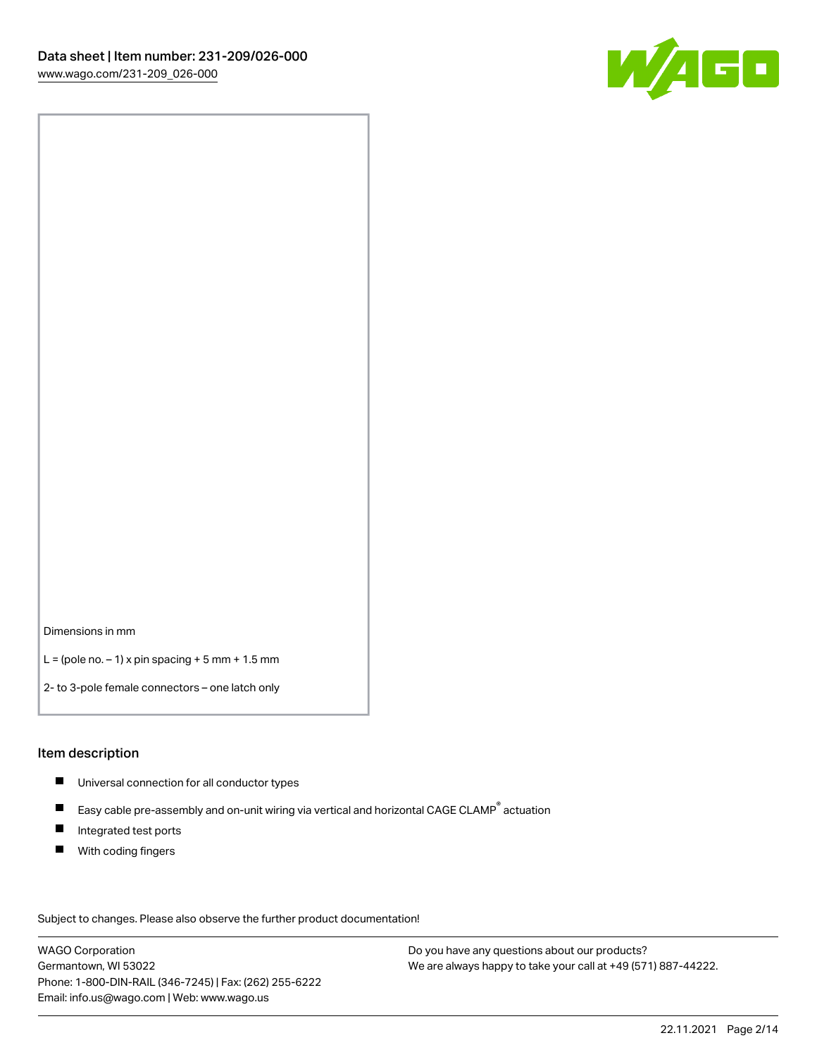Dimensions in mm

L = (pole no. – 1) x pin spacing + 5 mm + 1.5 mm

2- to 3-pole female connectors – one latch only

## Item description

- Universal connection for all conductor types
- Easy cable pre-assembly and on-unit wiring via vertical and horizontal CAGE CLAMP® actuation
- Integrated test ports
- With coding fingers

Subject to changes. Please also observe the further product documentation!

WAGO Corporation
Germantown, WI 53022
Phone: 1-800-DIN-RAIL (346-7245) | Fax: (262) 255-6222
Email: info.us@wago.com | Web: www.wago.us

Do you have any questions about our products?
We are always happy to take your call at +49 (571) 887-44222.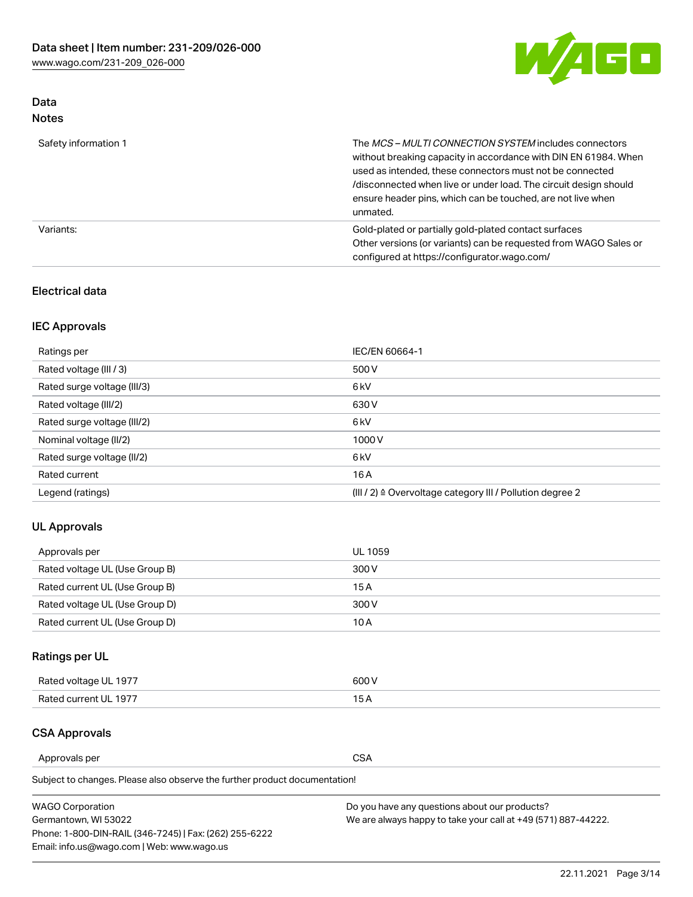## Data
### Notes

| | |
|---|---|
| Safety information 1 | The *MCS – MULTI CONNECTION SYSTEM* includes connectors without breaking capacity in accordance with DIN EN 61984. When used as intended, these connectors must not be connected /disconnected when live or under load. The circuit design should ensure header pins, which can be touched, are not live when unmated. |
| Variants: | Gold-plated or partially gold-plated contact surfaces<br>Other versions (or variants) can be requested from WAGO Sales or configured at https://configurator.wago.com/ |

### Electrical data

### IEC Approvals

| | |
|---|---|
| Ratings per | IEC/EN 60664-1 |
| Rated voltage (III / 3) | 500 V |
| Rated surge voltage (III/3) | 6 kV |
| Rated voltage (III/2) | 630 V |
| Rated surge voltage (III/2) | 6 kV |
| Nominal voltage (II/2) | 1000 V |
| Rated surge voltage (II/2) | 6 kV |
| Rated current | 16 A |
| Legend (ratings) | (III / 2) ≙ Overvoltage category III / Pollution degree 2 |

### UL Approvals

| | |
|---|---|
| Approvals per | UL 1059 |
| Rated voltage UL (Use Group B) | 300 V |
| Rated current UL (Use Group B) | 15 A |
| Rated voltage UL (Use Group D) | 300 V |
| Rated current UL (Use Group D) | 10 A |

### Ratings per UL

| | |
|---|---|
| Rated voltage UL 1977 | 600 V |
| Rated current UL 1977 | 15 A |

### CSA Approvals

| | |
|---|---|
| Approvals per | CSA |

Subject to changes. Please also observe the further product documentation!

WAGO Corporation
Germantown, WI 53022
Phone: 1-800-DIN-RAIL (346-7245) | Fax: (262) 255-6222
Email: info.us@wago.com | Web: www.wago.us

Do you have any questions about our products?
We are always happy to take your call at +49 (571) 887-44222.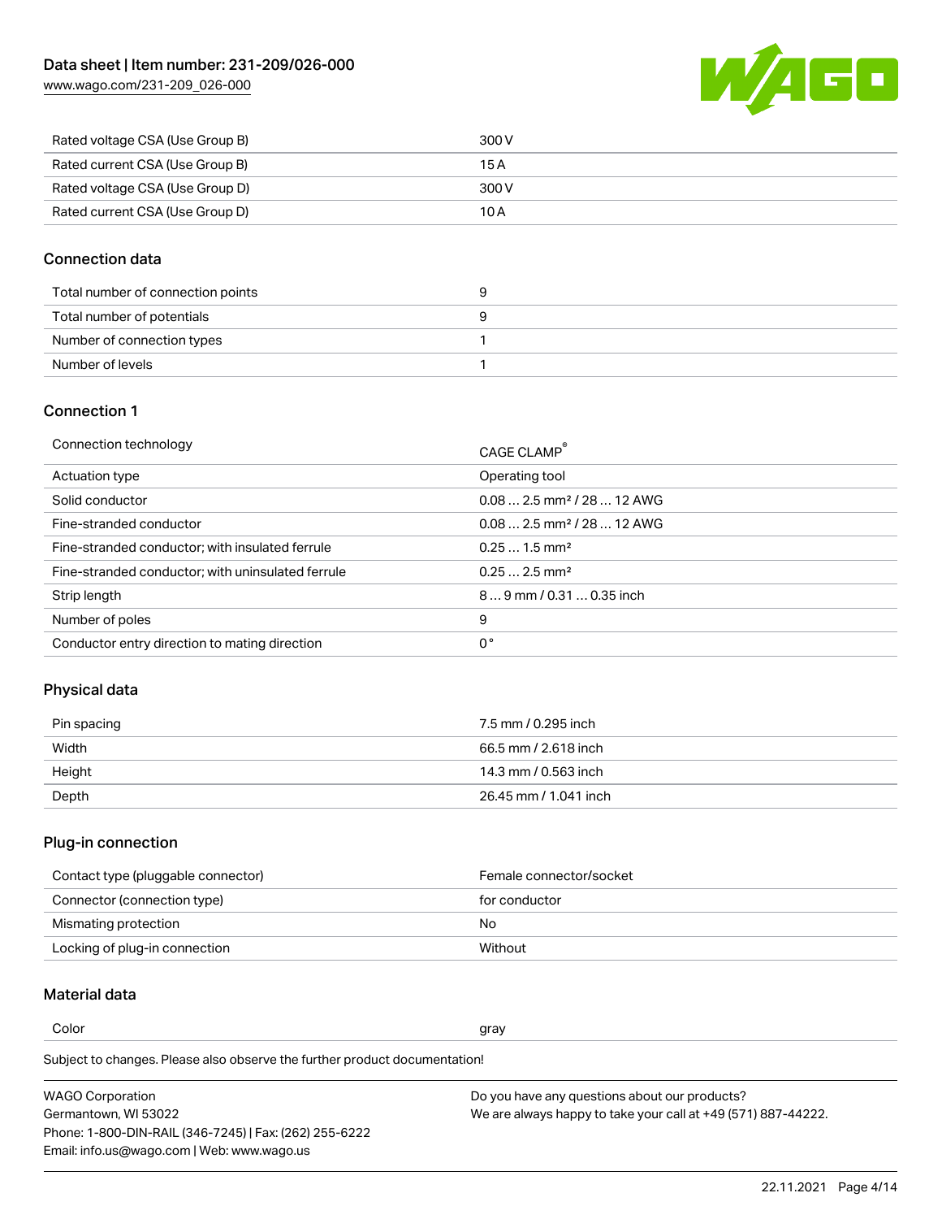| | |
|---|---|
| Rated voltage CSA (Use Group B) | 300 V |
| Rated current CSA (Use Group B) | 15 A |
| Rated voltage CSA (Use Group D) | 300 V |
| Rated current CSA (Use Group D) | 10 A |

## Connection data

| | |
|---|---|
| Total number of connection points | 9 |
| Total number of potentials | 9 |
| Number of connection types | 1 |
| Number of levels | 1 |

## Connection 1

| | |
|---|---|
| Connection technology | CAGE CLAMP® |
| Actuation type | Operating tool |
| Solid conductor | 0.08 … 2.5 mm² / 28 … 12 AWG |
| Fine-stranded conductor | 0.08 … 2.5 mm² / 28 … 12 AWG |
| Fine-stranded conductor; with insulated ferrule | 0.25 … 1.5 mm² |
| Fine-stranded conductor; with uninsulated ferrule | 0.25 … 2.5 mm² |
| Strip length | 8 … 9 mm / 0.31 … 0.35 inch |
| Number of poles | 9 |
| Conductor entry direction to mating direction | 0° |

## Physical data

| | |
|---|---|
| Pin spacing | 7.5 mm / 0.295 inch |
| Width | 66.5 mm / 2.618 inch |
| Height | 14.3 mm / 0.563 inch |
| Depth | 26.45 mm / 1.041 inch |

## Plug-in connection

| | |
|---|---|
| Contact type (pluggable connector) | Female connector/socket |
| Connector (connection type) | for conductor |
| Mismatching protection | No |
| Locking of plug-in connection | Without |

## Material data

| | |
|---|---|
| Color | gray |

Subject to changes. Please also observe the further product documentation!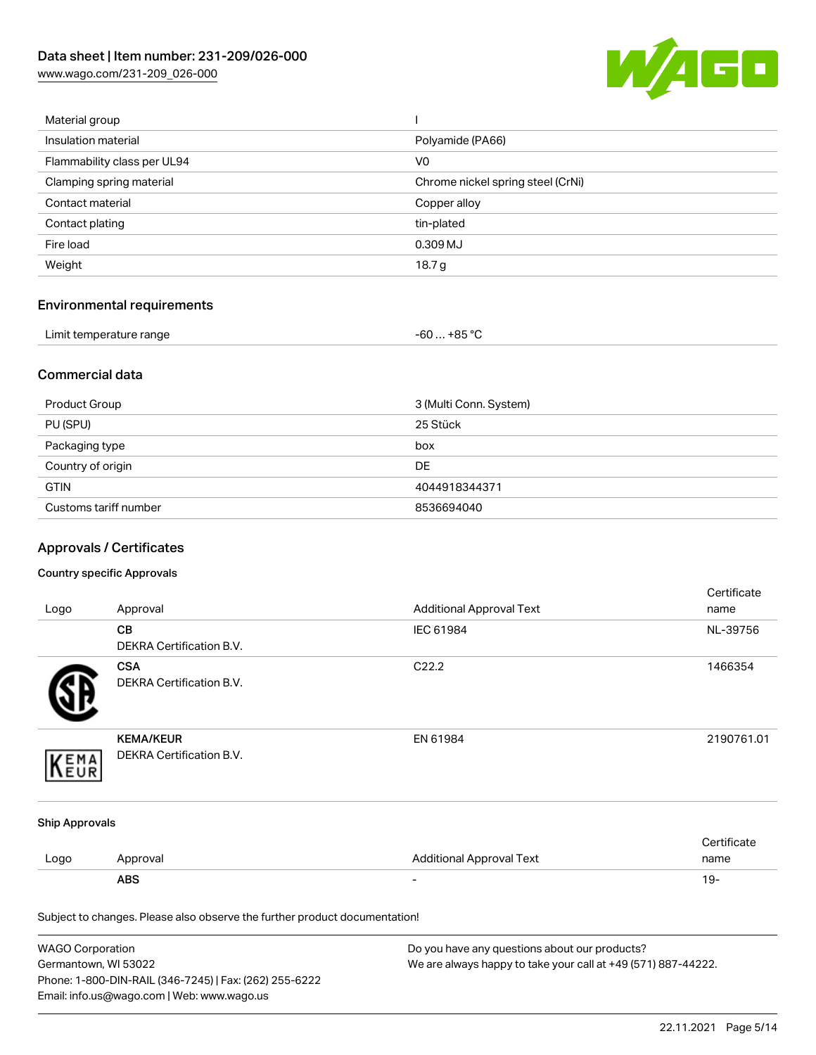| | |
|---|---|
| Material group | I |
| Insulation material | Polyamide (PA66) |
| Flammability class per UL94 | V0 |
| Clamping spring material | Chrome nickel spring steel (CrNi) |
| Contact material | Copper alloy |
| Contact plating | tin-plated |
| Fire load | 0.309 MJ |
| Weight | 18.7 g |

## Environmental requirements

| | |
|---|---|
| Limit temperature range | -60 … +85 °C |

## Commercial data

| | |
|---|---|
| Product Group | 3 (Multi Conn. System) |
| PU (SPU) | 25 Stück |
| Packaging type | box |
| Country of origin | DE |
| GTIN | 4044918344371 |
| Customs tariff number | 8536694040 |

## Approvals / Certificates

### Country specific Approvals

| Logo | Approval | Additional Approval Text | Certificate name |
|---|---|---|---|
| | **CB** DEKRA Certification B.V. | IEC 61984 | NL-39756 |
| | **CSA** DEKRA Certification B.V. | C22.2 | 1466354 |
| | **KEMA/KEUR** DEKRA Certification B.V. | EN 61984 | 2190761.01 |

### Ship Approvals

| Logo | Approval | Additional Approval Text | Certificate name |
|---|---|---|---|
| | **ABS** | - | 19- |

Subject to changes. Please also observe the further product documentation!

WAGO Corporation
Germantown, WI 53022
Phone: 1-800-DIN-RAIL (346-7245) | Fax: (262) 255-6222
Email: info.us@wago.com | Web: www.wago.us

Do you have any questions about our products?
We are always happy to take your call at +49 (571) 887-44222.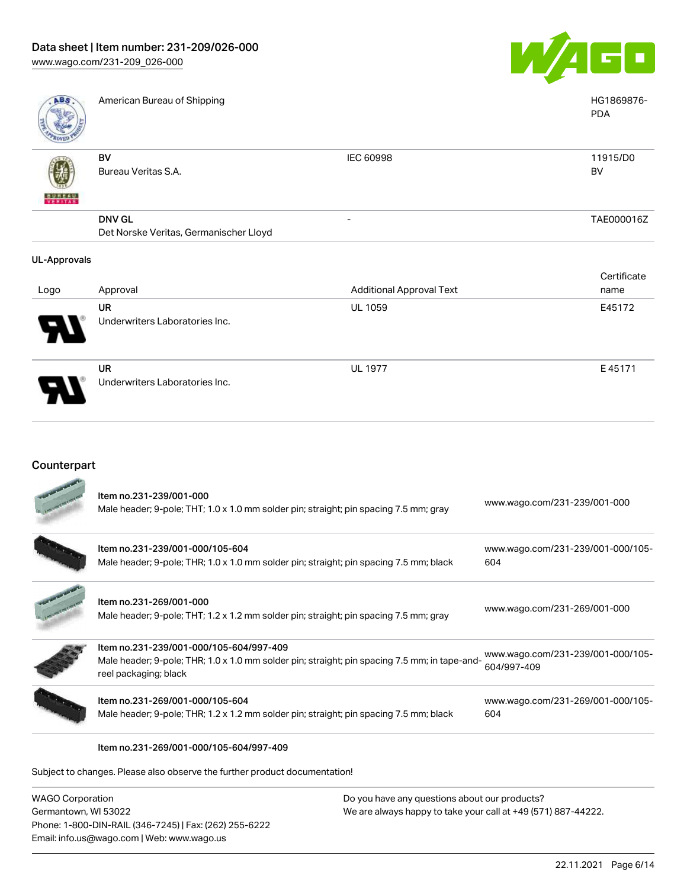| | Approval | Additional Approval Text | Certificate name |
|---|---|---|---|
| | American Bureau of Shipping | | HG1869876-PDA |
| | **BV**<br>Bureau Veritas S.A. | IEC 60998 | 11915/D0 BV |
| | **DNV GL**<br>Det Norske Veritas, Germanischer Lloyd | - | TAE000016Z |

UL-Approvals

| Logo | Approval | Additional Approval Text | Certificate name |
|---|---|---|---|
| | **UR**<br>Underwriters Laboratories Inc. | UL 1059 | E45172 |
| | **UR**<br>Underwriters Laboratories Inc. | UL 1977 | E 45171 |

## Counterpart

| | Item | Link |
|---|---|---|
| | Item no.231-239/001-000<br>Male header; 9-pole; THT; 1.0 x 1.0 mm solder pin; straight; pin spacing 7.5 mm; gray | www.wago.com/231-239/001-000 |
| | Item no.231-239/001-000/105-604<br>Male header; 9-pole; THR; 1.0 x 1.0 mm solder pin; straight; pin spacing 7.5 mm; black | www.wago.com/231-239/001-000/105-604 |
| | Item no.231-269/001-000<br>Male header; 9-pole; THT; 1.2 x 1.2 mm solder pin; straight; pin spacing 7.5 mm; gray | www.wago.com/231-269/001-000 |
| | Item no.231-239/001-000/105-604/997-409<br>Male header; 9-pole; THR; 1.0 x 1.0 mm solder pin; straight; pin spacing 7.5 mm; in tape-and-reel packaging; black | www.wago.com/231-239/001-000/105-604/997-409 |
| | Item no.231-269/001-000/105-604<br>Male header; 9-pole; THR; 1.2 x 1.2 mm solder pin; straight; pin spacing 7.5 mm; black | www.wago.com/231-269/001-000/105-604 |
| | Item no.231-269/001-000/105-604/997-409 | |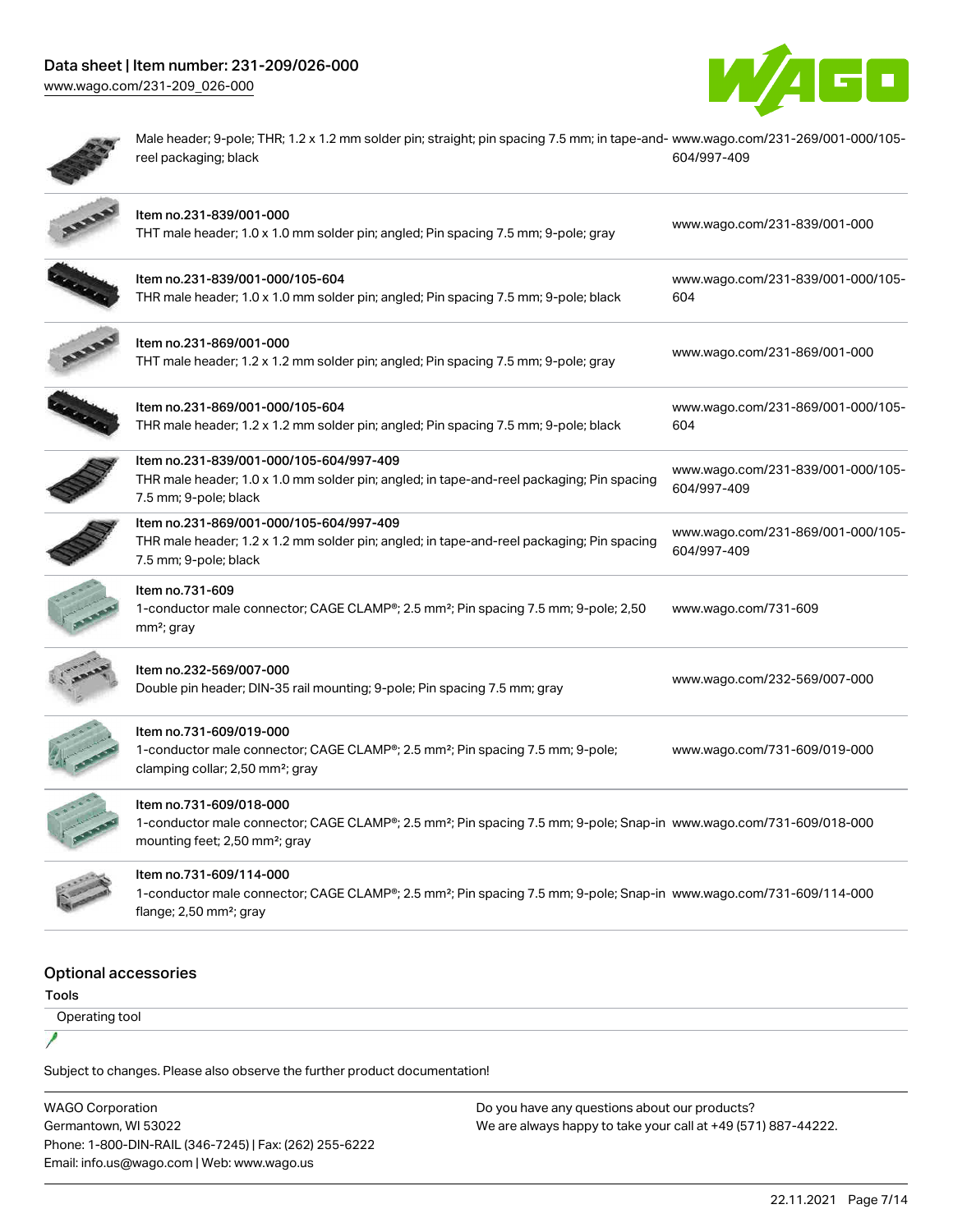| | |
|---|---|
| Male header; 9-pole; THR; 1.2 x 1.2 mm solder pin; straight; pin spacing 7.5 mm; in tape-and-reel packaging; black | www.wago.com/231-269/001-000/105-604/997-409 |
| Item no.231-839/001-000<br>THT male header; 1.0 x 1.0 mm solder pin; angled; Pin spacing 7.5 mm; 9-pole; gray | www.wago.com/231-839/001-000 |
| Item no.231-839/001-000/105-604<br>THR male header; 1.0 x 1.0 mm solder pin; angled; Pin spacing 7.5 mm; 9-pole; black | www.wago.com/231-839/001-000/105-604 |
| Item no.231-869/001-000<br>THT male header; 1.2 x 1.2 mm solder pin; angled; Pin spacing 7.5 mm; 9-pole; gray | www.wago.com/231-869/001-000 |
| Item no.231-869/001-000/105-604<br>THR male header; 1.2 x 1.2 mm solder pin; angled; Pin spacing 7.5 mm; 9-pole; black | www.wago.com/231-869/001-000/105-604 |
| Item no.231-839/001-000/105-604/997-409<br>THR male header; 1.0 x 1.0 mm solder pin; angled; in tape-and-reel packaging; Pin spacing 7.5 mm; 9-pole; black | www.wago.com/231-839/001-000/105-604/997-409 |
| Item no.231-869/001-000/105-604/997-409<br>THR male header; 1.2 x 1.2 mm solder pin; angled; in tape-and-reel packaging; Pin spacing 7.5 mm; 9-pole; black | www.wago.com/231-869/001-000/105-604/997-409 |
| Item no.731-609<br>1-conductor male connector; CAGE CLAMP®; 2.5 mm²; Pin spacing 7.5 mm; 9-pole; 2,50 mm²; gray | www.wago.com/731-609 |
| Item no.232-569/007-000<br>Double pin header; DIN-35 rail mounting; 9-pole; Pin spacing 7.5 mm; gray | www.wago.com/232-569/007-000 |
| Item no.731-609/019-000<br>1-conductor male connector; CAGE CLAMP®; 2.5 mm²; Pin spacing 7.5 mm; 9-pole; clamping collar; 2,50 mm²; gray | www.wago.com/731-609/019-000 |
| Item no.731-609/018-000<br>1-conductor male connector; CAGE CLAMP®; 2.5 mm²; Pin spacing 7.5 mm; 9-pole; Snap-in mounting feet; 2,50 mm²; gray | www.wago.com/731-609/018-000 |
| Item no.731-609/114-000<br>1-conductor male connector; CAGE CLAMP®; 2.5 mm²; Pin spacing 7.5 mm; 9-pole; Snap-in flange; 2,50 mm²; gray | www.wago.com/731-609/114-000 |

## Optional accessories

**Tools**

Operating tool

Subject to changes. Please also observe the further product documentation!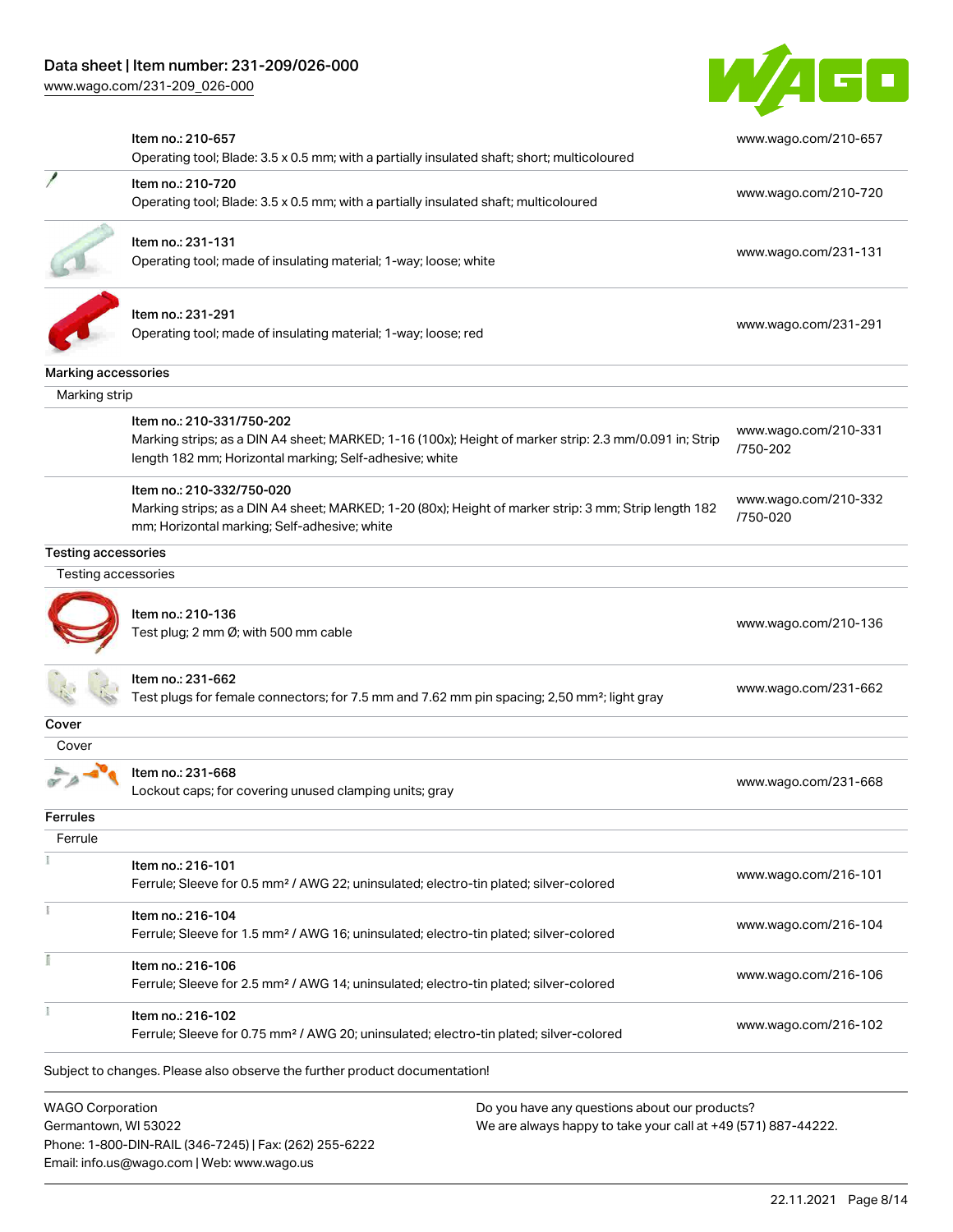| Item | Link |
|---|---|
| Item no.: 210-657<br>Operating tool; Blade: 3.5 x 0.5 mm; with a partially insulated shaft; short; multicoloured | www.wago.com/210-657 |
| Item no.: 210-720<br>Operating tool; Blade: 3.5 x 0.5 mm; with a partially insulated shaft; multicoloured | www.wago.com/210-720 |
| Item no.: 231-131<br>Operating tool; made of insulating material; 1-way; loose; white | www.wago.com/231-131 |
| Item no.: 231-291<br>Operating tool; made of insulating material; 1-way; loose; red | www.wago.com/231-291 |

**Marking accessories**

Marking strip

| Item | Link |
|---|---|
| Item no.: 210-331/750-202<br>Marking strips; as a DIN A4 sheet; MARKED; 1-16 (100x); Height of marker strip: 2.3 mm/0.091 in; Strip length 182 mm; Horizontal marking; Self-adhesive; white | www.wago.com/210-331/750-202 |
| Item no.: 210-332/750-020<br>Marking strips; as a DIN A4 sheet; MARKED; 1-20 (80x); Height of marker strip: 3 mm; Strip length 182 mm; Horizontal marking; Self-adhesive; white | www.wago.com/210-332/750-020 |

**Testing accessories**

Testing accessories

| Item | Link |
|---|---|
| Item no.: 210-136<br>Test plug; 2 mm Ø; with 500 mm cable | www.wago.com/210-136 |
| Item no.: 231-662<br>Test plugs for female connectors; for 7.5 mm and 7.62 mm pin spacing; 2,50 mm²; light gray | www.wago.com/231-662 |

**Cover**

Cover

| Item | Link |
|---|---|
| Item no.: 231-668<br>Lockout caps; for covering unused clamping units; gray | www.wago.com/231-668 |

**Ferrules**

Ferrule

| Item | Link |
|---|---|
| Item no.: 216-101<br>Ferrule; Sleeve for 0.5 mm² / AWG 22; uninsulated; electro-tin plated; silver-colored | www.wago.com/216-101 |
| Item no.: 216-104<br>Ferrule; Sleeve for 1.5 mm² / AWG 16; uninsulated; electro-tin plated; silver-colored | www.wago.com/216-104 |
| Item no.: 216-106<br>Ferrule; Sleeve for 2.5 mm² / AWG 14; uninsulated; electro-tin plated; silver-colored | www.wago.com/216-106 |
| Item no.: 216-102<br>Ferrule; Sleeve for 0.75 mm² / AWG 20; uninsulated; electro-tin plated; silver-colored | www.wago.com/216-102 |

Subject to changes. Please also observe the further product documentation!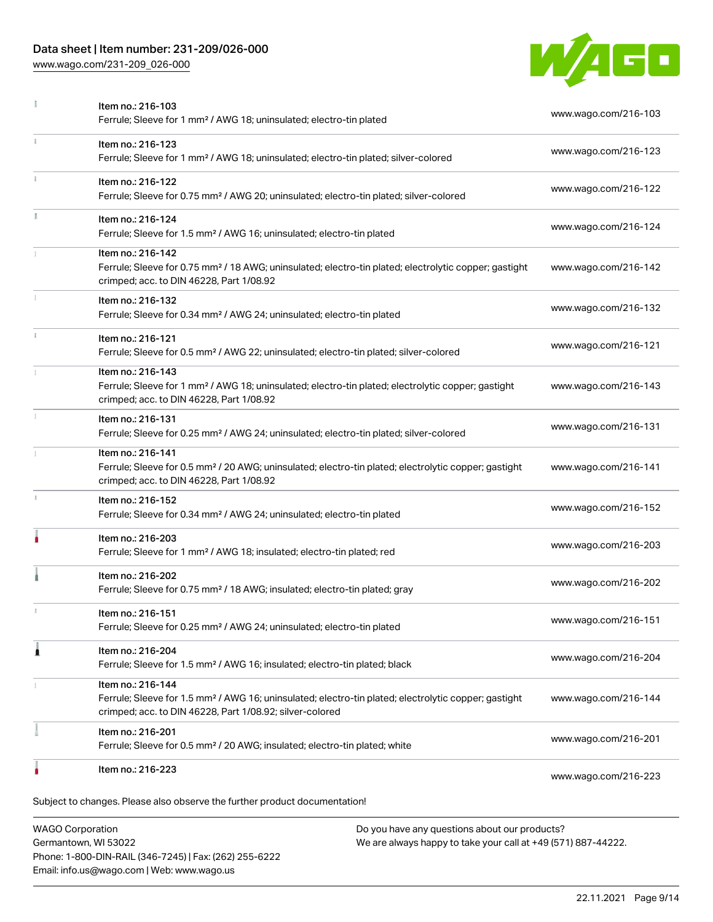| | | |
|---|---|---|
| | Item no.: 216-103<br>Ferrule; Sleeve for 1 mm² / AWG 18; uninsulated; electro-tin plated | www.wago.com/216-103 |
| | Item no.: 216-123<br>Ferrule; Sleeve for 1 mm² / AWG 18; uninsulated; electro-tin plated; silver-colored | www.wago.com/216-123 |
| | Item no.: 216-122<br>Ferrule; Sleeve for 0.75 mm² / AWG 20; uninsulated; electro-tin plated; silver-colored | www.wago.com/216-122 |
| | Item no.: 216-124<br>Ferrule; Sleeve for 1.5 mm² / AWG 16; uninsulated; electro-tin plated | www.wago.com/216-124 |
| | Item no.: 216-142<br>Ferrule; Sleeve for 0.75 mm² / 18 AWG; uninsulated; electro-tin plated; electrolytic copper; gastight crimped; acc. to DIN 46228, Part 1/08.92 | www.wago.com/216-142 |
| | Item no.: 216-132<br>Ferrule; Sleeve for 0.34 mm² / AWG 24; uninsulated; electro-tin plated | www.wago.com/216-132 |
| | Item no.: 216-121<br>Ferrule; Sleeve for 0.5 mm² / AWG 22; uninsulated; electro-tin plated; silver-colored | www.wago.com/216-121 |
| | Item no.: 216-143<br>Ferrule; Sleeve for 1 mm² / AWG 18; uninsulated; electro-tin plated; electrolytic copper; gastight crimped; acc. to DIN 46228, Part 1/08.92 | www.wago.com/216-143 |
| | Item no.: 216-131<br>Ferrule; Sleeve for 0.25 mm² / AWG 24; uninsulated; electro-tin plated; silver-colored | www.wago.com/216-131 |
| | Item no.: 216-141<br>Ferrule; Sleeve for 0.5 mm² / 20 AWG; uninsulated; electro-tin plated; electrolytic copper; gastight crimped; acc. to DIN 46228, Part 1/08.92 | www.wago.com/216-141 |
| | Item no.: 216-152<br>Ferrule; Sleeve for 0.34 mm² / AWG 24; uninsulated; electro-tin plated | www.wago.com/216-152 |
| | Item no.: 216-203<br>Ferrule; Sleeve for 1 mm² / AWG 18; insulated; electro-tin plated; red | www.wago.com/216-203 |
| | Item no.: 216-202<br>Ferrule; Sleeve for 0.75 mm² / 18 AWG; insulated; electro-tin plated; gray | www.wago.com/216-202 |
| | Item no.: 216-151<br>Ferrule; Sleeve for 0.25 mm² / AWG 24; uninsulated; electro-tin plated | www.wago.com/216-151 |
| | Item no.: 216-204<br>Ferrule; Sleeve for 1.5 mm² / AWG 16; insulated; electro-tin plated; black | www.wago.com/216-204 |
| | Item no.: 216-144<br>Ferrule; Sleeve for 1.5 mm² / AWG 16; uninsulated; electro-tin plated; electrolytic copper; gastight crimped; acc. to DIN 46228, Part 1/08.92; silver-colored | www.wago.com/216-144 |
| | Item no.: 216-201<br>Ferrule; Sleeve for 0.5 mm² / 20 AWG; insulated; electro-tin plated; white | www.wago.com/216-201 |
| | Item no.: 216-223 | www.wago.com/216-223 |

Subject to changes. Please also observe the further product documentation!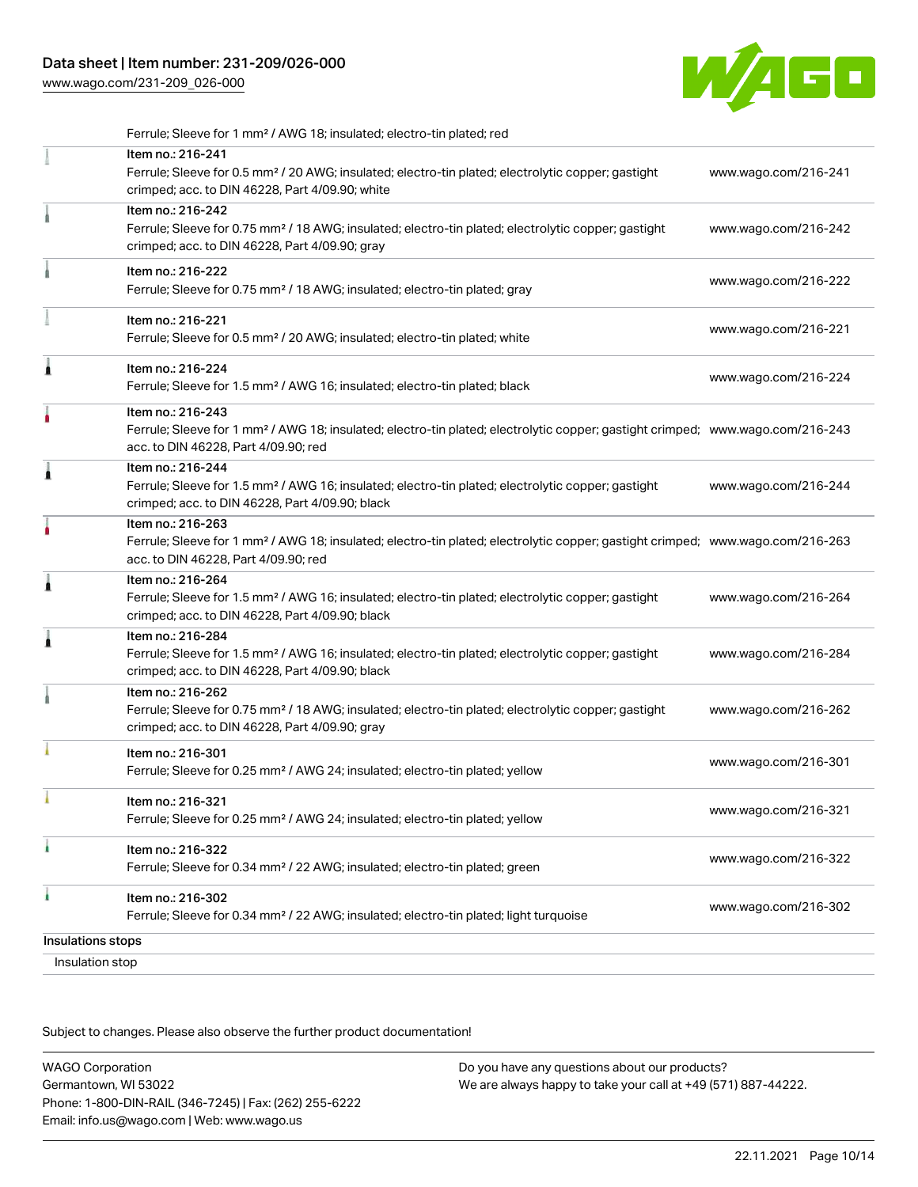Ferrule; Sleeve for 1 mm² / AWG 18; insulated; electro-tin plated; red

| | Item | Link |
|---|---|---|
| | Item no.: 216-241<br>Ferrule; Sleeve for 0.5 mm² / 20 AWG; insulated; electro-tin plated; electrolytic copper; gastight crimped; acc. to DIN 46228, Part 4/09.90; white | www.wago.com/216-241 |
| | Item no.: 216-242<br>Ferrule; Sleeve for 0.75 mm² / 18 AWG; insulated; electro-tin plated; electrolytic copper; gastight crimped; acc. to DIN 46228, Part 4/09.90; gray | www.wago.com/216-242 |
| | Item no.: 216-222<br>Ferrule; Sleeve for 0.75 mm² / 18 AWG; insulated; electro-tin plated; gray | www.wago.com/216-222 |
| | Item no.: 216-221<br>Ferrule; Sleeve for 0.5 mm² / 20 AWG; insulated; electro-tin plated; white | www.wago.com/216-221 |
| | Item no.: 216-224<br>Ferrule; Sleeve for 1.5 mm² / AWG 16; insulated; electro-tin plated; black | www.wago.com/216-224 |
| | Item no.: 216-243<br>Ferrule; Sleeve for 1 mm² / AWG 18; insulated; electro-tin plated; electrolytic copper; gastight crimped; acc. to DIN 46228, Part 4/09.90; red | www.wago.com/216-243 |
| | Item no.: 216-244<br>Ferrule; Sleeve for 1.5 mm² / AWG 16; insulated; electro-tin plated; electrolytic copper; gastight crimped; acc. to DIN 46228, Part 4/09.90; black | www.wago.com/216-244 |
| | Item no.: 216-263<br>Ferrule; Sleeve for 1 mm² / AWG 18; insulated; electro-tin plated; electrolytic copper; gastight crimped; acc. to DIN 46228, Part 4/09.90; red | www.wago.com/216-263 |
| | Item no.: 216-264<br>Ferrule; Sleeve for 1.5 mm² / AWG 16; insulated; electro-tin plated; electrolytic copper; gastight crimped; acc. to DIN 46228, Part 4/09.90; black | www.wago.com/216-264 |
| | Item no.: 216-284<br>Ferrule; Sleeve for 1.5 mm² / AWG 16; insulated; electro-tin plated; electrolytic copper; gastight crimped; acc. to DIN 46228, Part 4/09.90; black | www.wago.com/216-284 |
| | Item no.: 216-262<br>Ferrule; Sleeve for 0.75 mm² / 18 AWG; insulated; electro-tin plated; electrolytic copper; gastight crimped; acc. to DIN 46228, Part 4/09.90; gray | www.wago.com/216-262 |
| | Item no.: 216-301<br>Ferrule; Sleeve for 0.25 mm² / AWG 24; insulated; electro-tin plated; yellow | www.wago.com/216-301 |
| | Item no.: 216-321<br>Ferrule; Sleeve for 0.25 mm² / AWG 24; insulated; electro-tin plated; yellow | www.wago.com/216-321 |
| | Item no.: 216-322<br>Ferrule; Sleeve for 0.34 mm² / 22 AWG; insulated; electro-tin plated; green | www.wago.com/216-322 |
| | Item no.: 216-302<br>Ferrule; Sleeve for 0.34 mm² / 22 AWG; insulated; electro-tin plated; light turquoise | www.wago.com/216-302 |

Insulations stops

Insulation stop

Subject to changes. Please also observe the further product documentation!

WAGO Corporation
Germantown, WI 53022
Phone: 1-800-DIN-RAIL (346-7245) | Fax: (262) 255-6222
Email: info.us@wago.com | Web: www.wago.us

Do you have any questions about our products?
We are always happy to take your call at +49 (571) 887-44222.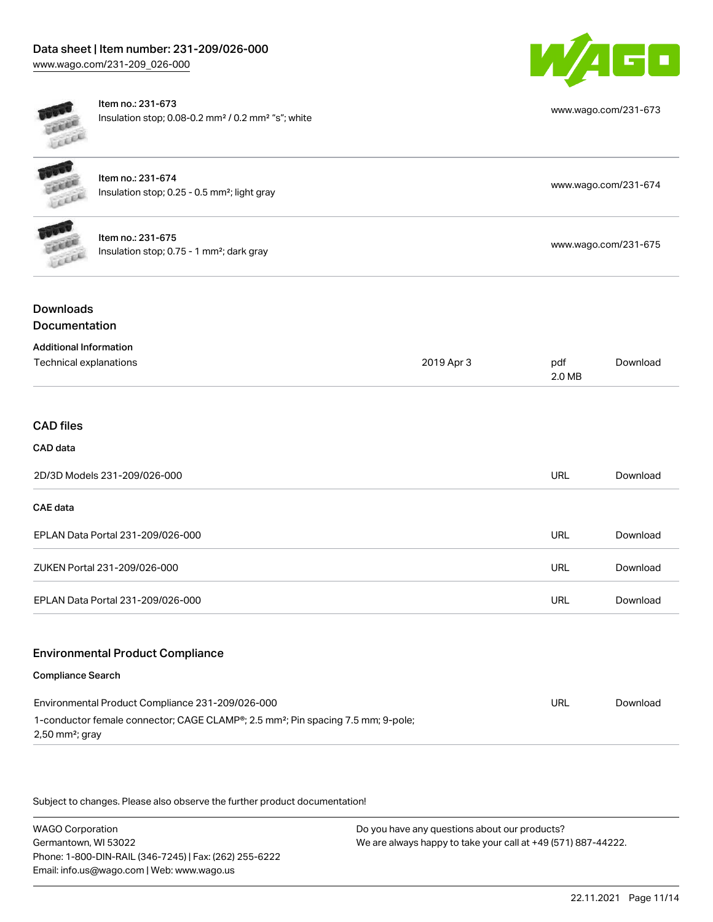| Item | Description | URL |
| --- | --- | --- |
| Item no.: 231-673 | Insulation stop; 0.08-0.2 mm² / 0.2 mm² "s"; white | www.wago.com/231-673 |
| Item no.: 231-674 | Insulation stop; 0.25 - 0.5 mm²; light gray | www.wago.com/231-674 |
| Item no.: 231-675 | Insulation stop; 0.75 - 1 mm²; dark gray | www.wago.com/231-675 |

## Downloads

### Documentation

**Additional Information**

| | | | |
| --- | --- | --- | --- |
| Technical explanations | 2019 Apr 3 | pdf 2.0 MB | Download |

### CAD files

**CAD data**

| | | |
| --- | --- | --- |
| 2D/3D Models 231-209/026-000 | URL | Download |

**CAE data**

| | | |
| --- | --- | --- |
| EPLAN Data Portal 231-209/026-000 | URL | Download |
| ZUKEN Portal 231-209/026-000 | URL | Download |
| EPLAN Data Portal 231-209/026-000 | URL | Download |

### Environmental Product Compliance

**Compliance Search**

| | | |
| --- | --- | --- |
| Environmental Product Compliance 231-209/026-000<br>1-conductor female connector; CAGE CLAMP®; 2.5 mm²; Pin spacing 7.5 mm; 9-pole; 2,50 mm²; gray | URL | Download |

Subject to changes. Please also observe the further product documentation!

WAGO Corporation
Germantown, WI 53022
Phone: 1-800-DIN-RAIL (346-7245) | Fax: (262) 255-6222
Email: info.us@wago.com | Web: www.wago.us

Do you have any questions about our products?
We are always happy to take your call at +49 (571) 887-44222.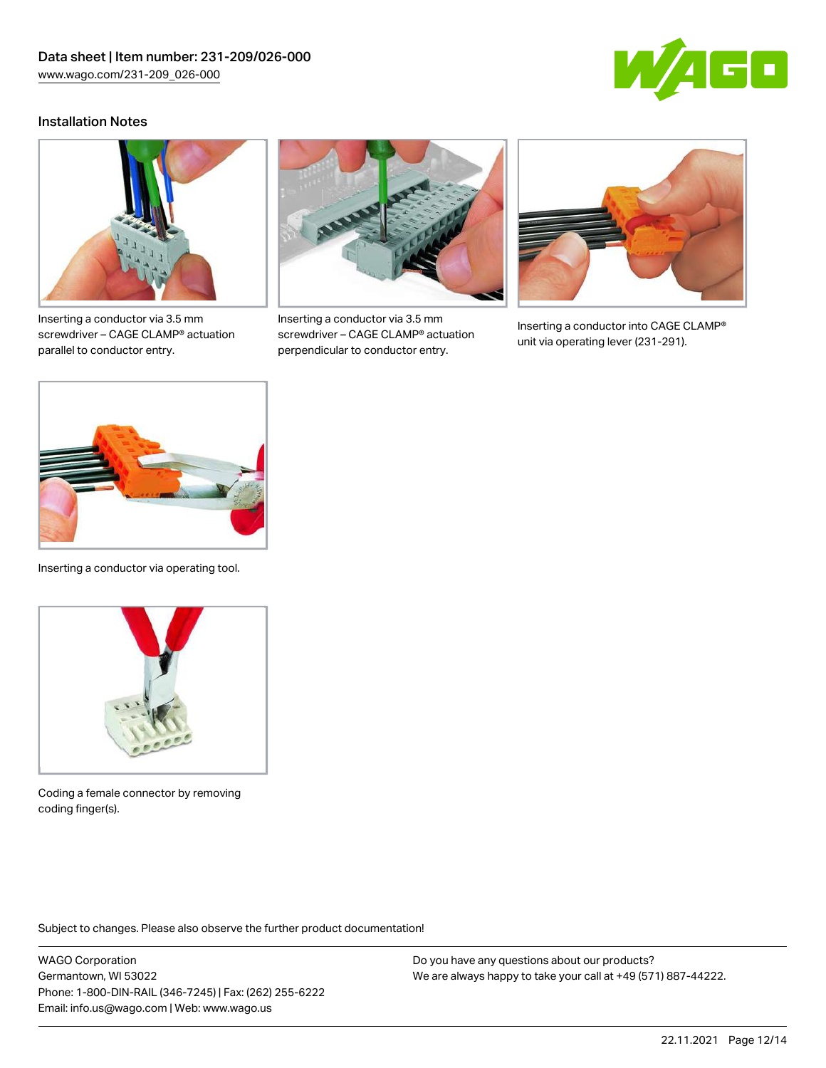## Installation Notes

Inserting a conductor via 3.5 mm screwdriver – CAGE CLAMP® actuation parallel to conductor entry.

Inserting a conductor via 3.5 mm screwdriver – CAGE CLAMP® actuation perpendicular to conductor entry.

Inserting a conductor into CAGE CLAMP® unit via operating lever (231-291).

Inserting a conductor via operating tool.

Coding a female connector by removing coding finger(s).

Subject to changes. Please also observe the further product documentation!

WAGO Corporation
Germantown, WI 53022
Phone: 1-800-DIN-RAIL (346-7245) | Fax: (262) 255-6222
Email: info.us@wago.com | Web: www.wago.us

Do you have any questions about our products?
We are always happy to take your call at +49 (571) 887-44222.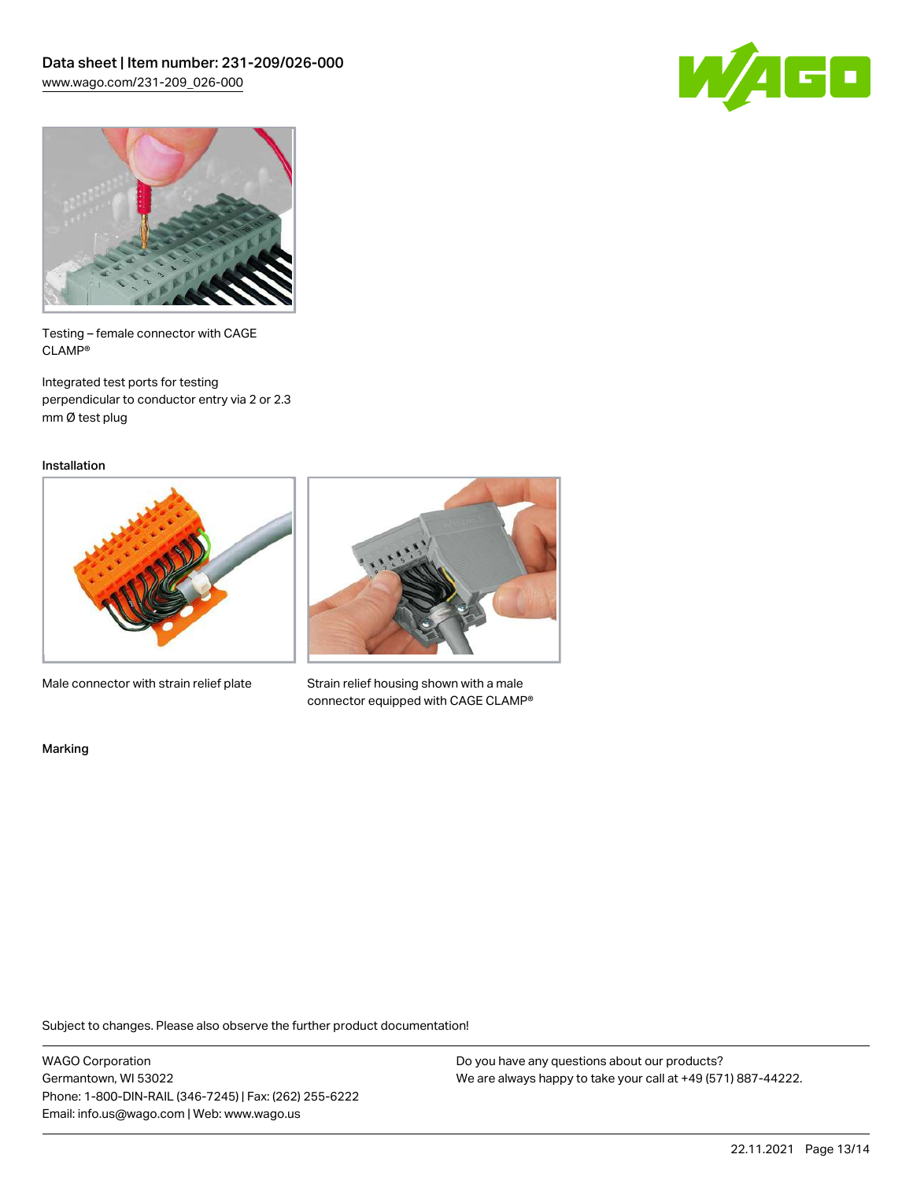Testing – female connector with CAGE CLAMP®

Integrated test ports for testing perpendicular to conductor entry via 2 or 2.3 mm Ø test plug

Installation

Male connector with strain relief plate

Strain relief housing shown with a male connector equipped with CAGE CLAMP®

Marking

Subject to changes. Please also observe the further product documentation!

WAGO Corporation
Germantown, WI 53022
Phone: 1-800-DIN-RAIL (346-7245) | Fax: (262) 255-6222
Email: info.us@wago.com | Web: www.wago.us

Do you have any questions about our products?
We are always happy to take your call at +49 (571) 887-44222.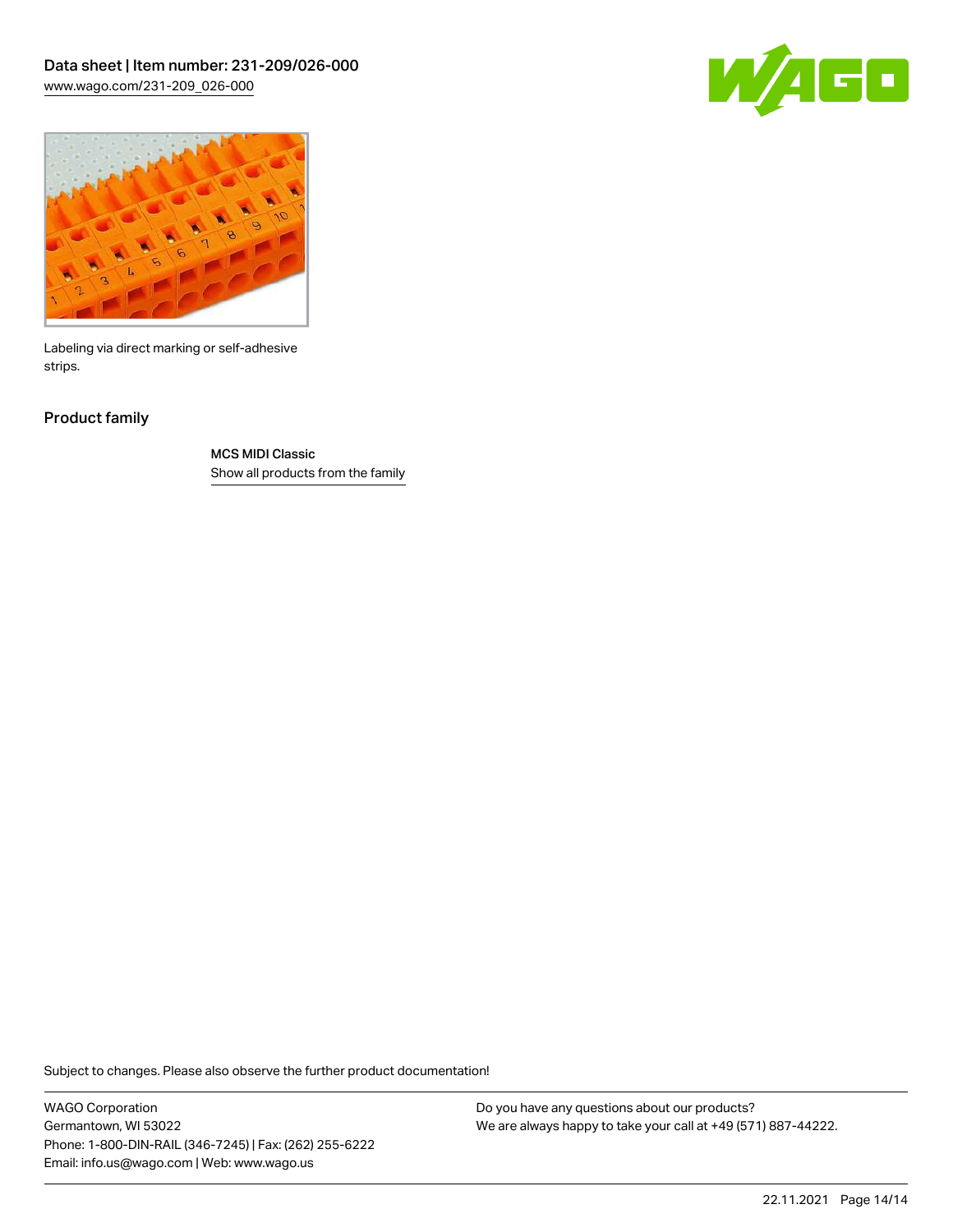Labeling via direct marking or self-adhesive strips.

## Product family

**MCS MIDI Classic**

Show all products from the family

Subject to changes. Please also observe the further product documentation!

WAGO Corporation
Germantown, WI 53022
Phone: 1-800-DIN-RAIL (346-7245) | Fax: (262) 255-6222
Email: info.us@wago.com | Web: www.wago.us

Do you have any questions about our products?
We are always happy to take your call at +49 (571) 887-44222.